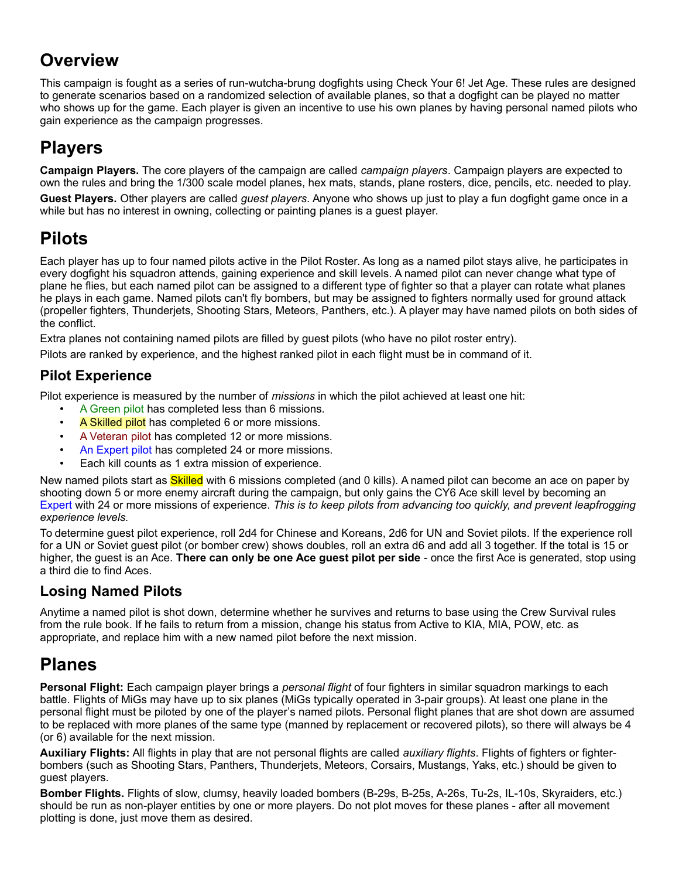# Overview

This campaign is fought as a series of run-wutcha-brung dogfights using Check Your 6! Jet Age. These rules are designed to generate scenarios based on a randomized selection of available planes, so that a dogfight can be played no matter who shows up for the game. Each player is given an incentive to use his own planes by having personal named pilots who gain experience as the campaign progresses.

# Players

**Campaign Players.** The core players of the campaign are called *campaign players*. Campaign players are expected to own the rules and bring the 1/300 scale model planes, hex mats, stands, plane rosters, dice, pencils, etc. needed to play.

**Guest Players.** Other players are called *guest players*. Anyone who shows up just to play a fun dogfight game once in a while but has no interest in owning, collecting or painting planes is a guest player.

# Pilots

Each player has up to four named pilots active in the Pilot Roster. As long as a named pilot stays alive, he participates in every dogfight his squadron attends, gaining experience and skill levels. A named pilot can never change what type of plane he flies, but each named pilot can be assigned to a different type of fighter so that a player can rotate what planes he plays in each game. Named pilots can't fly bombers, but may be assigned to fighters normally used for ground attack (propeller fighters, Thunderjets, Shooting Stars, Meteors, Panthers, etc.). A player may have named pilots on both sides of the conflict.

Extra planes not containing named pilots are filled by guest pilots (who have no pilot roster entry).

Pilots are ranked by experience, and the highest ranked pilot in each flight must be in command of it.

## Pilot Experience

Pilot experience is measured by the number of *missions* in which the pilot achieved at least one hit:

- A Green pilot has completed less than 6 missions.
- A Skilled pilot has completed 6 or more missions.
- A Veteran pilot has completed 12 or more missions.
- An Expert pilot has completed 24 or more missions.
- Each kill counts as 1 extra mission of experience.

New named pilots start as Skilled with 6 missions completed (and 0 kills). A named pilot can become an ace on paper by shooting down 5 or more enemy aircraft during the campaign, but only gains the CY6 Ace skill level by becoming an Expert with 24 or more missions of experience. *This is to keep pilots from advancing too quickly, and prevent leapfrogging experience levels.*

To determine guest pilot experience, roll 2d4 for Chinese and Koreans, 2d6 for UN and Soviet pilots. If the experience roll for a UN or Soviet guest pilot (or bomber crew) shows doubles, roll an extra d6 and add all 3 together. If the total is 15 or higher, the guest is an Ace. **There can only be one Ace guest pilot per side** - once the first Ace is generated, stop using a third die to find Aces.

## Losing Named Pilots

Anytime a named pilot is shot down, determine whether he survives and returns to base using the Crew Survival rules from the rule book. If he fails to return from a mission, change his status from Active to KIA, MIA, POW, etc. as appropriate, and replace him with a new named pilot before the next mission.

# Planes

**Personal Flight:** Each campaign player brings a *personal flight* of four fighters in similar squadron markings to each battle. Flights of MiGs may have up to six planes (MiGs typically operated in 3-pair groups). At least one plane in the personal flight must be piloted by one of the player's named pilots. Personal flight planes that are shot down are assumed to be replaced with more planes of the same type (manned by replacement or recovered pilots), so there will always be 4 (or 6) available for the next mission.

**Auxiliary Flights:** All flights in play that are not personal flights are called *auxiliary flights*. Flights of fighters or fighter-bombers (such as Shooting Stars, Panthers, Thunderjets, Meteors, Corsairs, Mustangs, Yaks, etc.) should be given to guest players.

**Bomber Flights.** Flights of slow, clumsy, heavily loaded bombers (B-29s, B-25s, A-26s, Tu-2s, IL-10s, Skyraiders, etc.) should be run as non-player entities by one or more players. Do not plot moves for these planes - after all movement plotting is done, just move them as desired.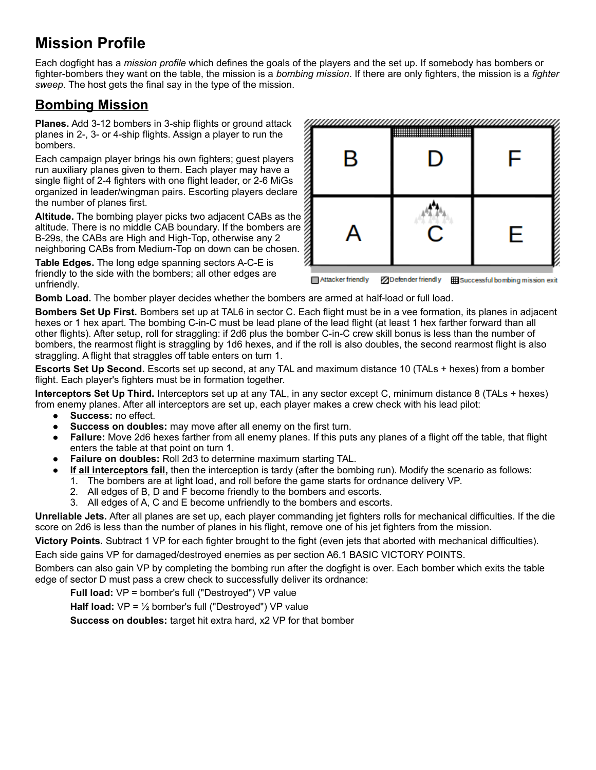# Mission Profile

Each dogfight has a *mission profile* which defines the goals of the players and the set up. If somebody has bombers or fighter-bombers they want on the table, the mission is a *bombing mission*. If there are only fighters, the mission is a *fighter sweep*. The host gets the final say in the type of the mission.

## Bombing Mission

**Planes.** Add 3-12 bombers in 3-ship flights or ground attack planes in 2-, 3- or 4-ship flights. Assign a player to run the bombers.

Each campaign player brings his own fighters; guest players run auxiliary planes given to them. Each player may have a single flight of 2-4 fighters with one flight leader, or 2-6 MiGs organized in leader/wingman pairs. Escorting players declare the number of planes first.

**Altitude.** The bombing player picks two adjacent CABs as the altitude. There is no middle CAB boundary. If the bombers are B-29s, the CABs are High and High-Top, otherwise any 2 neighboring CABs from Medium-Top on down can be chosen.

**Table Edges.** The long edge spanning sectors A-C-E is friendly to the side with the bombers; all other edges are unfriendly.

| B | D | F |
|---|---|---|
| A | C | E |

Attacker friendly | Defender friendly | Successful bombing mission exit

**Bomb Load.** The bomber player decides whether the bombers are armed at half-load or full load.

**Bombers Set Up First.** Bombers set up at TAL6 in sector C. Each flight must be in a vee formation, its planes in adjacent hexes or 1 hex apart. The bombing C-in-C must be lead plane of the lead flight (at least 1 hex farther forward than all other flights). After setup, roll for straggling: if 2d6 plus the bomber C-in-C crew skill bonus is less than the number of bombers, the rearmost flight is straggling by 1d6 hexes, and if the roll is also doubles, the second rearmost flight is also straggling. A flight that straggles off table enters on turn 1.

**Escorts Set Up Second.** Escorts set up second, at any TAL and maximum distance 10 (TALs + hexes) from a bomber flight. Each player's fighters must be in formation together.

**Interceptors Set Up Third.** Interceptors set up at any TAL, in any sector except C, minimum distance 8 (TALs + hexes) from enemy planes. After all interceptors are set up, each player makes a crew check with his lead pilot:

- **Success:** no effect.
- **Success on doubles:** may move after all enemy on the first turn.
- **Failure:** Move 2d6 hexes farther from all enemy planes. If this puts any planes of a flight off the table, that flight enters the table at that point on turn 1.
- **Failure on doubles:** Roll 2d3 to determine maximum starting TAL.
- **If all interceptors fail,** then the interception is tardy (after the bombing run). Modify the scenario as follows:
  1. The bombers are at light load, and roll before the game starts for ordnance delivery VP.
  2. All edges of B, D and F become friendly to the bombers and escorts.
  3. All edges of A, C and E become unfriendly to the bombers and escorts.

**Unreliable Jets.** After all planes are set up, each player commanding jet fighters rolls for mechanical difficulties. If the die score on 2d6 is less than the number of planes in his flight, remove one of his jet fighters from the mission.

**Victory Points.** Subtract 1 VP for each fighter brought to the fight (even jets that aborted with mechanical difficulties).

Each side gains VP for damaged/destroyed enemies as per section A6.1 BASIC VICTORY POINTS.

Bombers can also gain VP by completing the bombing run after the dogfight is over. Each bomber which exits the table edge of sector D must pass a crew check to successfully deliver its ordnance:

**Full load:** VP = bomber's full ("Destroyed") VP value

**Half load:** VP = ½ bomber's full ("Destroyed") VP value

**Success on doubles:** target hit extra hard, x2 VP for that bomber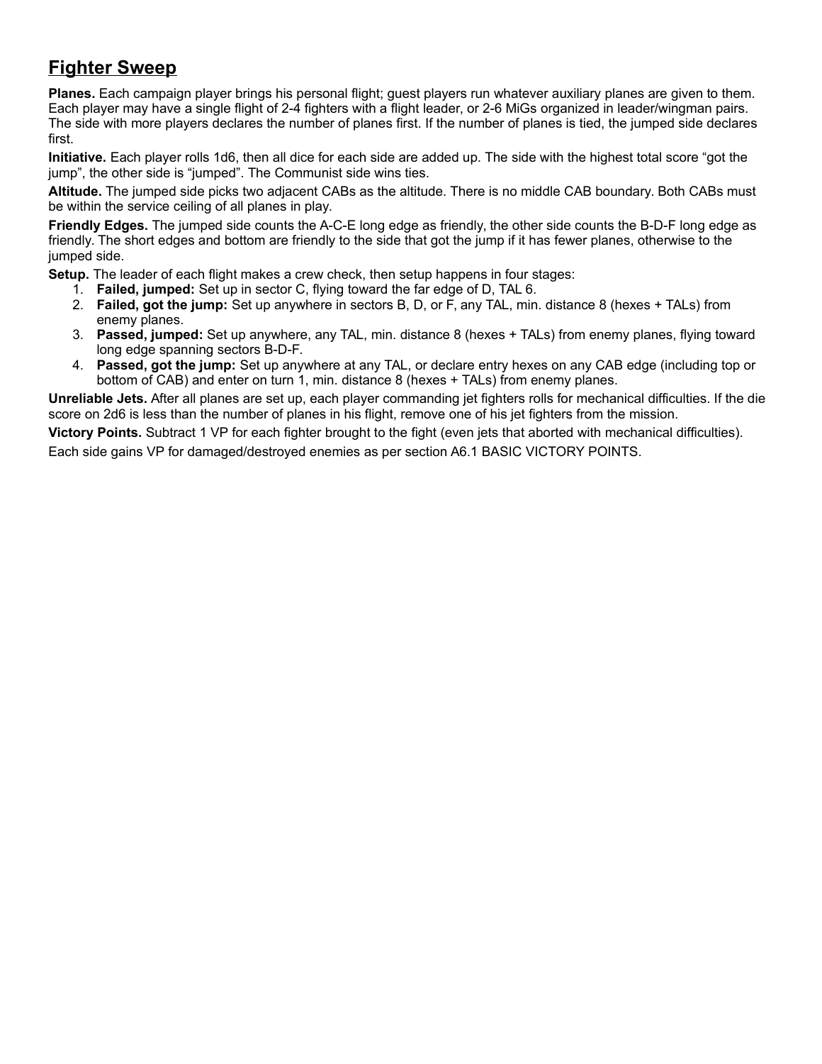## Fighter Sweep

**Planes.** Each campaign player brings his personal flight; guest players run whatever auxiliary planes are given to them. Each player may have a single flight of 2-4 fighters with a flight leader, or 2-6 MiGs organized in leader/wingman pairs. The side with more players declares the number of planes first. If the number of planes is tied, the jumped side declares first.

**Initiative.** Each player rolls 1d6, then all dice for each side are added up. The side with the highest total score “got the jump”, the other side is “jumped”. The Communist side wins ties.

**Altitude.** The jumped side picks two adjacent CABs as the altitude. There is no middle CAB boundary. Both CABs must be within the service ceiling of all planes in play.

**Friendly Edges.** The jumped side counts the A-C-E long edge as friendly, the other side counts the B-D-F long edge as friendly. The short edges and bottom are friendly to the side that got the jump if it has fewer planes, otherwise to the jumped side.

**Setup.** The leader of each flight makes a crew check, then setup happens in four stages:

1. **Failed, jumped:** Set up in sector C, flying toward the far edge of D, TAL 6.
2. **Failed, got the jump:** Set up anywhere in sectors B, D, or F, any TAL, min. distance 8 (hexes + TALs) from enemy planes.
3. **Passed, jumped:** Set up anywhere, any TAL, min. distance 8 (hexes + TALs) from enemy planes, flying toward long edge spanning sectors B-D-F.
4. **Passed, got the jump:** Set up anywhere at any TAL, or declare entry hexes on any CAB edge (including top or bottom of CAB) and enter on turn 1, min. distance 8 (hexes + TALs) from enemy planes.

**Unreliable Jets.** After all planes are set up, each player commanding jet fighters rolls for mechanical difficulties. If the die score on 2d6 is less than the number of planes in his flight, remove one of his jet fighters from the mission.

**Victory Points.** Subtract 1 VP for each fighter brought to the fight (even jets that aborted with mechanical difficulties).

Each side gains VP for damaged/destroyed enemies as per section A6.1 BASIC VICTORY POINTS.